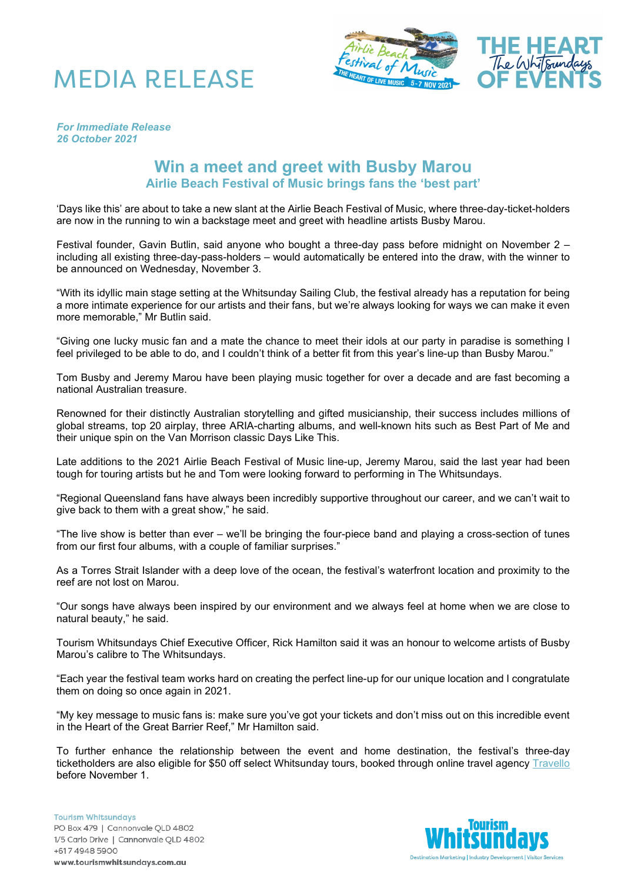# MEDIA RELEASE

*For Immediate Release*
*26 October 2021*

## Win a meet and greet with Busby Marou

### Airlie Beach Festival of Music brings fans the 'best part'

'Days like this' are about to take a new slant at the Airlie Beach Festival of Music, where three-day-ticket-holders are now in the running to win a backstage meet and greet with headline artists Busby Marou.

Festival founder, Gavin Butlin, said anyone who bought a three-day pass before midnight on November 2 – including all existing three-day-pass-holders – would automatically be entered into the draw, with the winner to be announced on Wednesday, November 3.

"With its idyllic main stage setting at the Whitsunday Sailing Club, the festival already has a reputation for being a more intimate experience for our artists and their fans, but we're always looking for ways we can make it even more memorable," Mr Butlin said.

"Giving one lucky music fan and a mate the chance to meet their idols at our party in paradise is something I feel privileged to be able to do, and I couldn't think of a better fit from this year's line-up than Busby Marou."

Tom Busby and Jeremy Marou have been playing music together for over a decade and are fast becoming a national Australian treasure.

Renowned for their distinctly Australian storytelling and gifted musicianship, their success includes millions of global streams, top 20 airplay, three ARIA-charting albums, and well-known hits such as Best Part of Me and their unique spin on the Van Morrison classic Days Like This.

Late additions to the 2021 Airlie Beach Festival of Music line-up, Jeremy Marou, said the last year had been tough for touring artists but he and Tom were looking forward to performing in The Whitsundays.

"Regional Queensland fans have always been incredibly supportive throughout our career, and we can't wait to give back to them with a great show," he said.

"The live show is better than ever – we'll be bringing the four-piece band and playing a cross-section of tunes from our first four albums, with a couple of familiar surprises."

As a Torres Strait Islander with a deep love of the ocean, the festival's waterfront location and proximity to the reef are not lost on Marou.

"Our songs have always been inspired by our environment and we always feel at home when we are close to natural beauty," he said.

Tourism Whitsundays Chief Executive Officer, Rick Hamilton said it was an honour to welcome artists of Busby Marou's calibre to The Whitsundays.

"Each year the festival team works hard on creating the perfect line-up for our unique location and I congratulate them on doing so once again in 2021.

"My key message to music fans is: make sure you've got your tickets and don't miss out on this incredible event in the Heart of the Great Barrier Reef," Mr Hamilton said.

To further enhance the relationship between the event and home destination, the festival's three-day ticketholders are also eligible for $50 off select Whitsunday tours, booked through online travel agency Travello before November 1.

Tourism Whitsundays
PO Box 479 | Cannonvale QLD 4802
1/5 Carlo Drive | Cannonvale QLD 4802
+617 4948 5900
www.tourismwhitsundays.com.au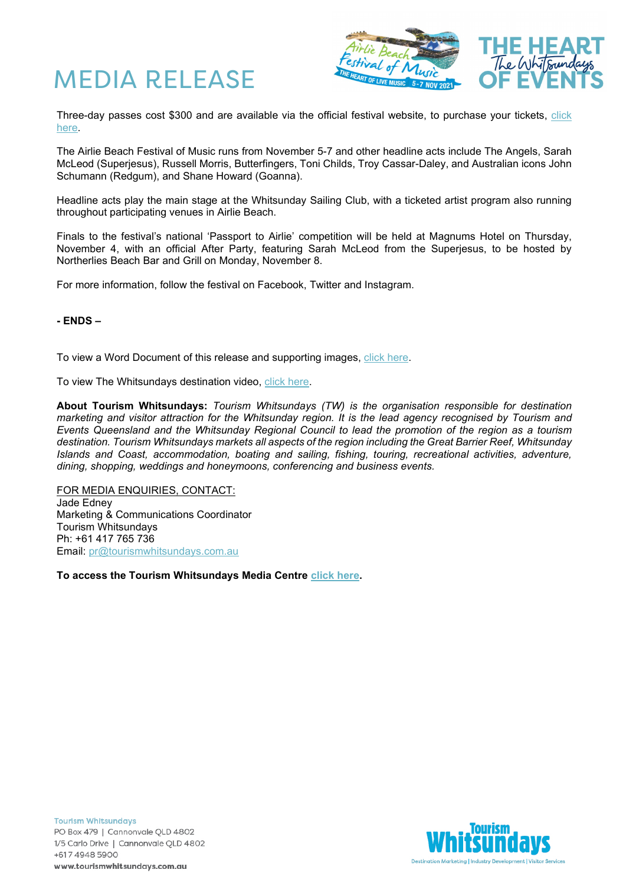Three-day passes cost $300 and are available via the official festival website, to purchase your tickets, click here.

The Airlie Beach Festival of Music runs from November 5-7 and other headline acts include The Angels, Sarah McLeod (Superjesus), Russell Morris, Butterfingers, Toni Childs, Troy Cassar-Daley, and Australian icons John Schumann (Redgum), and Shane Howard (Goanna).

Headline acts play the main stage at the Whitsunday Sailing Club, with a ticketed artist program also running throughout participating venues in Airlie Beach.

Finals to the festival's national 'Passport to Airlie' competition will be held at Magnums Hotel on Thursday, November 4, with an official After Party, featuring Sarah McLeod from the Superjesus, to be hosted by Northerlies Beach Bar and Grill on Monday, November 8.

For more information, follow the festival on Facebook, Twitter and Instagram.

**- ENDS –**

To view a Word Document of this release and supporting images, click here.

To view The Whitsundays destination video, click here.

**About Tourism Whitsundays:** *Tourism Whitsundays (TW) is the organisation responsible for destination marketing and visitor attraction for the Whitsunday region. It is the lead agency recognised by Tourism and Events Queensland and the Whitsunday Regional Council to lead the promotion of the region as a tourism destination. Tourism Whitsundays markets all aspects of the region including the Great Barrier Reef, Whitsunday Islands and Coast, accommodation, boating and sailing, fishing, touring, recreational activities, adventure, dining, shopping, weddings and honeymoons, conferencing and business events.*

FOR MEDIA ENQUIRIES, CONTACT:
Jade Edney
Marketing & Communications Coordinator
Tourism Whitsundays
Ph: +61 417 765 736
Email: pr@tourismwhitsundays.com.au

**To access the Tourism Whitsundays Media Centre click here.**